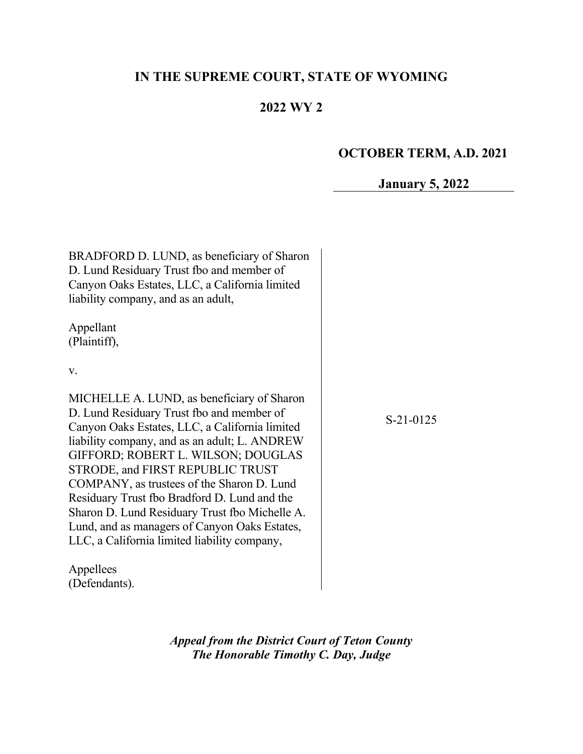# IN THE SUPREME COURT, STATE OF WYOMING

## 2022 WY 2

**OCTOBER TERM, A.D. 2021**

**January 5, 2022**

BRADFORD D. LUND, as beneficiary of Sharon D. Lund Residuary Trust fbo and member of Canyon Oaks Estates, LLC, a California limited liability company, and as an adult,

Appellant
(Plaintiff),

v.

MICHELLE A. LUND, as beneficiary of Sharon D. Lund Residuary Trust fbo and member of Canyon Oaks Estates, LLC, a California limited liability company, and as an adult; L. ANDREW GIFFORD; ROBERT L. WILSON; DOUGLAS STRODE, and FIRST REPUBLIC TRUST COMPANY, as trustees of the Sharon D. Lund Residuary Trust fbo Bradford D. Lund and the Sharon D. Lund Residuary Trust fbo Michelle A. Lund, and as managers of Canyon Oaks Estates, LLC, a California limited liability company,

Appellees
(Defendants).

S-21-0125

***Appeal from the District Court of Teton County***
***The Honorable Timothy C. Day, Judge***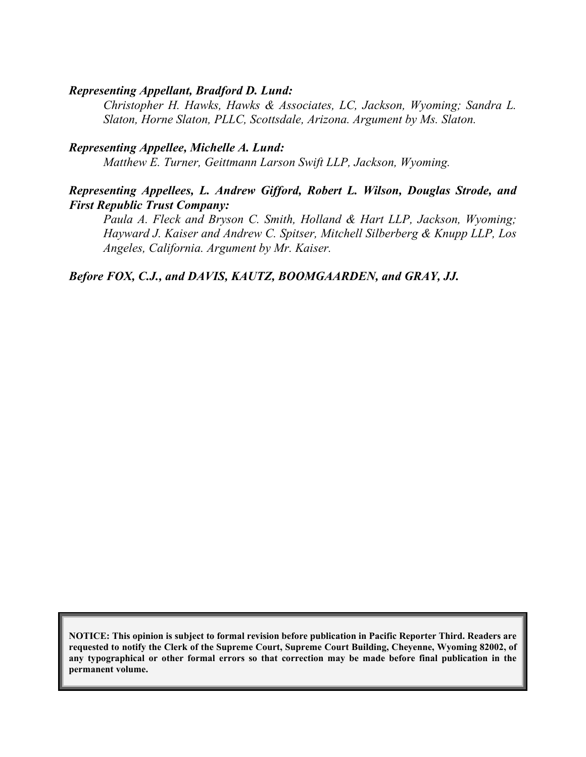***Representing Appellant, Bradford D. Lund:***

*Christopher H. Hawks, Hawks & Associates, LC, Jackson, Wyoming; Sandra L. Slaton, Horne Slaton, PLLC, Scottsdale, Arizona. Argument by Ms. Slaton.*

***Representing Appellee, Michelle A. Lund:***

*Matthew E. Turner, Geittmann Larson Swift LLP, Jackson, Wyoming.*

***Representing Appellees, L. Andrew Gifford, Robert L. Wilson, Douglas Strode, and First Republic Trust Company:***

*Paula A. Fleck and Bryson C. Smith, Holland & Hart LLP, Jackson, Wyoming; Hayward J. Kaiser and Andrew C. Spitser, Mitchell Silberberg & Knupp LLP, Los Angeles, California. Argument by Mr. Kaiser.*

***Before FOX, C.J., and DAVIS, KAUTZ, BOOMGAARDEN, and GRAY, JJ.***

**NOTICE: This opinion is subject to formal revision before publication in Pacific Reporter Third. Readers are requested to notify the Clerk of the Supreme Court, Supreme Court Building, Cheyenne, Wyoming 82002, of any typographical or other formal errors so that correction may be made before final publication in the permanent volume.**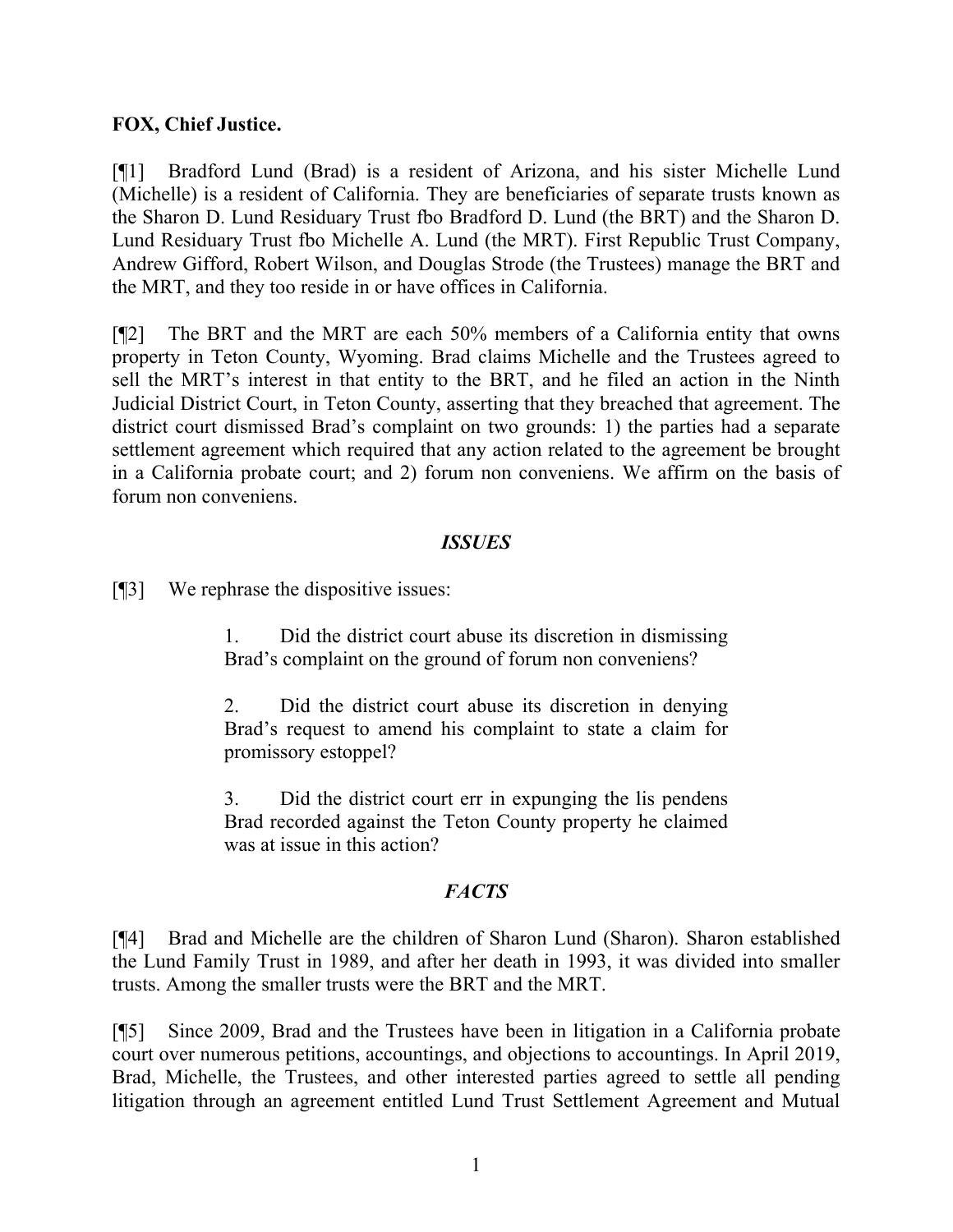**FOX, Chief Justice.**

[¶1] Bradford Lund (Brad) is a resident of Arizona, and his sister Michelle Lund (Michelle) is a resident of California. They are beneficiaries of separate trusts known as the Sharon D. Lund Residuary Trust fbo Bradford D. Lund (the BRT) and the Sharon D. Lund Residuary Trust fbo Michelle A. Lund (the MRT). First Republic Trust Company, Andrew Gifford, Robert Wilson, and Douglas Strode (the Trustees) manage the BRT and the MRT, and they too reside in or have offices in California.

[¶2] The BRT and the MRT are each 50% members of a California entity that owns property in Teton County, Wyoming. Brad claims Michelle and the Trustees agreed to sell the MRT's interest in that entity to the BRT, and he filed an action in the Ninth Judicial District Court, in Teton County, asserting that they breached that agreement. The district court dismissed Brad's complaint on two grounds: 1) the parties had a separate settlement agreement which required that any action related to the agreement be brought in a California probate court; and 2) forum non conveniens. We affirm on the basis of forum non conveniens.

## *ISSUES*

[¶3] We rephrase the dispositive issues:

> 1. Did the district court abuse its discretion in dismissing Brad's complaint on the ground of forum non conveniens?
>
> 2. Did the district court abuse its discretion in denying Brad's request to amend his complaint to state a claim for promissory estoppel?
>
> 3. Did the district court err in expunging the lis pendens Brad recorded against the Teton County property he claimed was at issue in this action?

## *FACTS*

[¶4] Brad and Michelle are the children of Sharon Lund (Sharon). Sharon established the Lund Family Trust in 1989, and after her death in 1993, it was divided into smaller trusts. Among the smaller trusts were the BRT and the MRT.

[¶5] Since 2009, Brad and the Trustees have been in litigation in a California probate court over numerous petitions, accountings, and objections to accountings. In April 2019, Brad, Michelle, the Trustees, and other interested parties agreed to settle all pending litigation through an agreement entitled Lund Trust Settlement Agreement and Mutual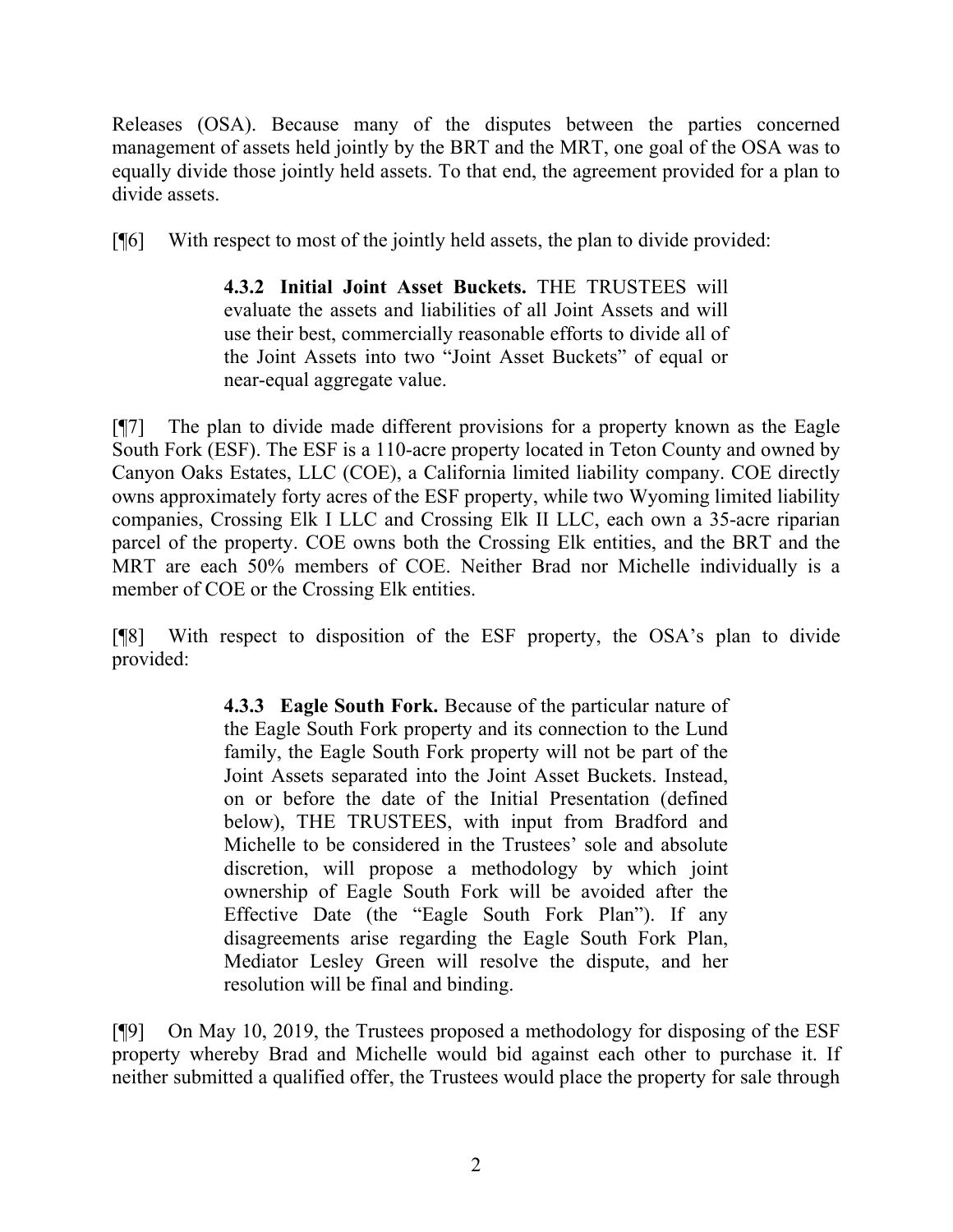Releases (OSA). Because many of the disputes between the parties concerned management of assets held jointly by the BRT and the MRT, one goal of the OSA was to equally divide those jointly held assets. To that end, the agreement provided for a plan to divide assets.

[¶6] With respect to most of the jointly held assets, the plan to divide provided:

> **4.3.2 Initial Joint Asset Buckets.** THE TRUSTEES will evaluate the assets and liabilities of all Joint Assets and will use their best, commercially reasonable efforts to divide all of the Joint Assets into two "Joint Asset Buckets" of equal or near-equal aggregate value.

[¶7] The plan to divide made different provisions for a property known as the Eagle South Fork (ESF). The ESF is a 110-acre property located in Teton County and owned by Canyon Oaks Estates, LLC (COE), a California limited liability company. COE directly owns approximately forty acres of the ESF property, while two Wyoming limited liability companies, Crossing Elk I LLC and Crossing Elk II LLC, each own a 35-acre riparian parcel of the property. COE owns both the Crossing Elk entities, and the BRT and the MRT are each 50% members of COE. Neither Brad nor Michelle individually is a member of COE or the Crossing Elk entities.

[¶8] With respect to disposition of the ESF property, the OSA's plan to divide provided:

> **4.3.3 Eagle South Fork.** Because of the particular nature of the Eagle South Fork property and its connection to the Lund family, the Eagle South Fork property will not be part of the Joint Assets separated into the Joint Asset Buckets. Instead, on or before the date of the Initial Presentation (defined below), THE TRUSTEES, with input from Bradford and Michelle to be considered in the Trustees' sole and absolute discretion, will propose a methodology by which joint ownership of Eagle South Fork will be avoided after the Effective Date (the "Eagle South Fork Plan"). If any disagreements arise regarding the Eagle South Fork Plan, Mediator Lesley Green will resolve the dispute, and her resolution will be final and binding.

[¶9] On May 10, 2019, the Trustees proposed a methodology for disposing of the ESF property whereby Brad and Michelle would bid against each other to purchase it. If neither submitted a qualified offer, the Trustees would place the property for sale through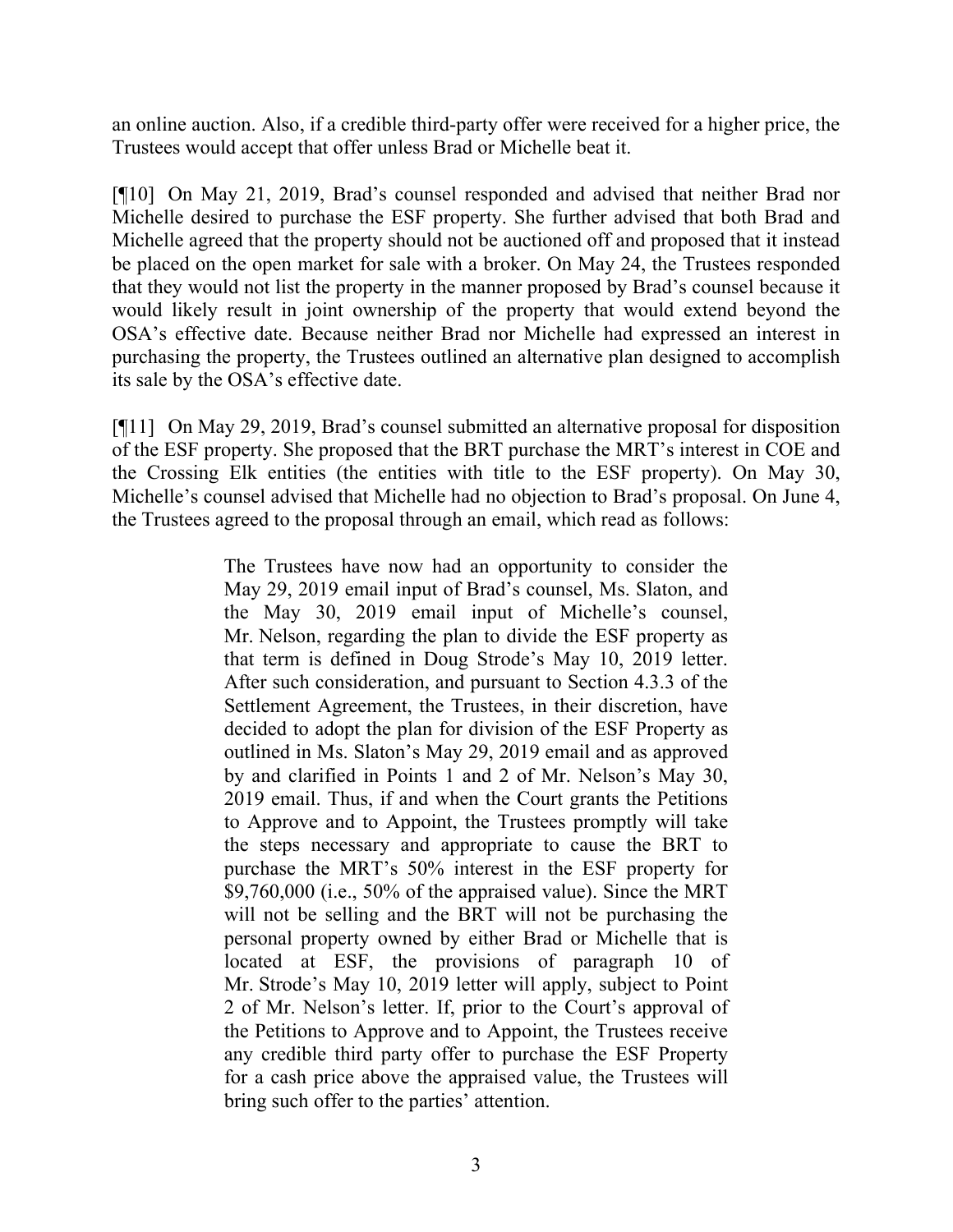an online auction. Also, if a credible third-party offer were received for a higher price, the Trustees would accept that offer unless Brad or Michelle beat it.

[¶10] On May 21, 2019, Brad's counsel responded and advised that neither Brad nor Michelle desired to purchase the ESF property. She further advised that both Brad and Michelle agreed that the property should not be auctioned off and proposed that it instead be placed on the open market for sale with a broker. On May 24, the Trustees responded that they would not list the property in the manner proposed by Brad's counsel because it would likely result in joint ownership of the property that would extend beyond the OSA's effective date. Because neither Brad nor Michelle had expressed an interest in purchasing the property, the Trustees outlined an alternative plan designed to accomplish its sale by the OSA's effective date.

[¶11] On May 29, 2019, Brad's counsel submitted an alternative proposal for disposition of the ESF property. She proposed that the BRT purchase the MRT's interest in COE and the Crossing Elk entities (the entities with title to the ESF property). On May 30, Michelle's counsel advised that Michelle had no objection to Brad's proposal. On June 4, the Trustees agreed to the proposal through an email, which read as follows:

> The Trustees have now had an opportunity to consider the May 29, 2019 email input of Brad's counsel, Ms. Slaton, and the May 30, 2019 email input of Michelle's counsel, Mr. Nelson, regarding the plan to divide the ESF property as that term is defined in Doug Strode's May 10, 2019 letter. After such consideration, and pursuant to Section 4.3.3 of the Settlement Agreement, the Trustees, in their discretion, have decided to adopt the plan for division of the ESF Property as outlined in Ms. Slaton's May 29, 2019 email and as approved by and clarified in Points 1 and 2 of Mr. Nelson's May 30, 2019 email. Thus, if and when the Court grants the Petitions to Approve and to Appoint, the Trustees promptly will take the steps necessary and appropriate to cause the BRT to purchase the MRT's 50% interest in the ESF property for \$9,760,000 (i.e., 50% of the appraised value). Since the MRT will not be selling and the BRT will not be purchasing the personal property owned by either Brad or Michelle that is located at ESF, the provisions of paragraph 10 of Mr. Strode's May 10, 2019 letter will apply, subject to Point 2 of Mr. Nelson's letter. If, prior to the Court's approval of the Petitions to Approve and to Appoint, the Trustees receive any credible third party offer to purchase the ESF Property for a cash price above the appraised value, the Trustees will bring such offer to the parties' attention.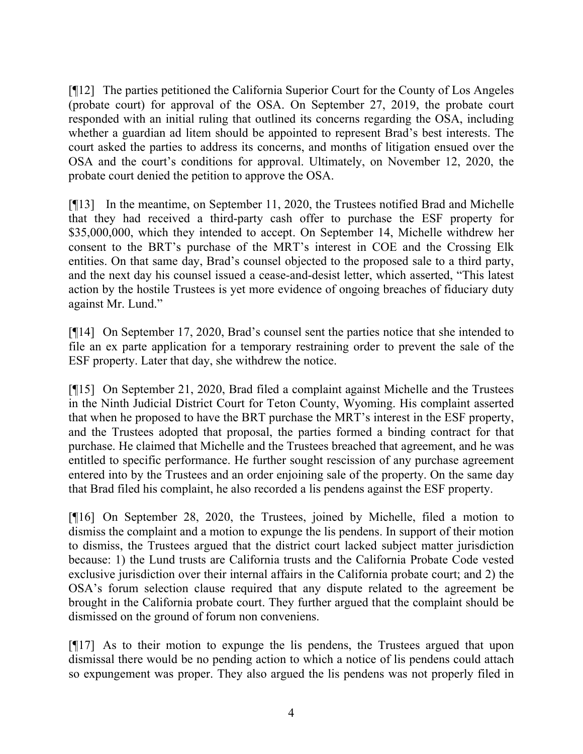[¶12] The parties petitioned the California Superior Court for the County of Los Angeles (probate court) for approval of the OSA. On September 27, 2019, the probate court responded with an initial ruling that outlined its concerns regarding the OSA, including whether a guardian ad litem should be appointed to represent Brad's best interests. The court asked the parties to address its concerns, and months of litigation ensued over the OSA and the court's conditions for approval. Ultimately, on November 12, 2020, the probate court denied the petition to approve the OSA.

[¶13] In the meantime, on September 11, 2020, the Trustees notified Brad and Michelle that they had received a third-party cash offer to purchase the ESF property for $35,000,000, which they intended to accept. On September 14, Michelle withdrew her consent to the BRT's purchase of the MRT's interest in COE and the Crossing Elk entities. On that same day, Brad's counsel objected to the proposed sale to a third party, and the next day his counsel issued a cease-and-desist letter, which asserted, "This latest action by the hostile Trustees is yet more evidence of ongoing breaches of fiduciary duty against Mr. Lund."

[¶14] On September 17, 2020, Brad's counsel sent the parties notice that she intended to file an ex parte application for a temporary restraining order to prevent the sale of the ESF property. Later that day, she withdrew the notice.

[¶15] On September 21, 2020, Brad filed a complaint against Michelle and the Trustees in the Ninth Judicial District Court for Teton County, Wyoming. His complaint asserted that when he proposed to have the BRT purchase the MRT's interest in the ESF property, and the Trustees adopted that proposal, the parties formed a binding contract for that purchase. He claimed that Michelle and the Trustees breached that agreement, and he was entitled to specific performance. He further sought rescission of any purchase agreement entered into by the Trustees and an order enjoining sale of the property. On the same day that Brad filed his complaint, he also recorded a lis pendens against the ESF property.

[¶16] On September 28, 2020, the Trustees, joined by Michelle, filed a motion to dismiss the complaint and a motion to expunge the lis pendens. In support of their motion to dismiss, the Trustees argued that the district court lacked subject matter jurisdiction because: 1) the Lund trusts are California trusts and the California Probate Code vested exclusive jurisdiction over their internal affairs in the California probate court; and 2) the OSA's forum selection clause required that any dispute related to the agreement be brought in the California probate court. They further argued that the complaint should be dismissed on the ground of forum non conveniens.

[¶17] As to their motion to expunge the lis pendens, the Trustees argued that upon dismissal there would be no pending action to which a notice of lis pendens could attach so expungement was proper. They also argued the lis pendens was not properly filed in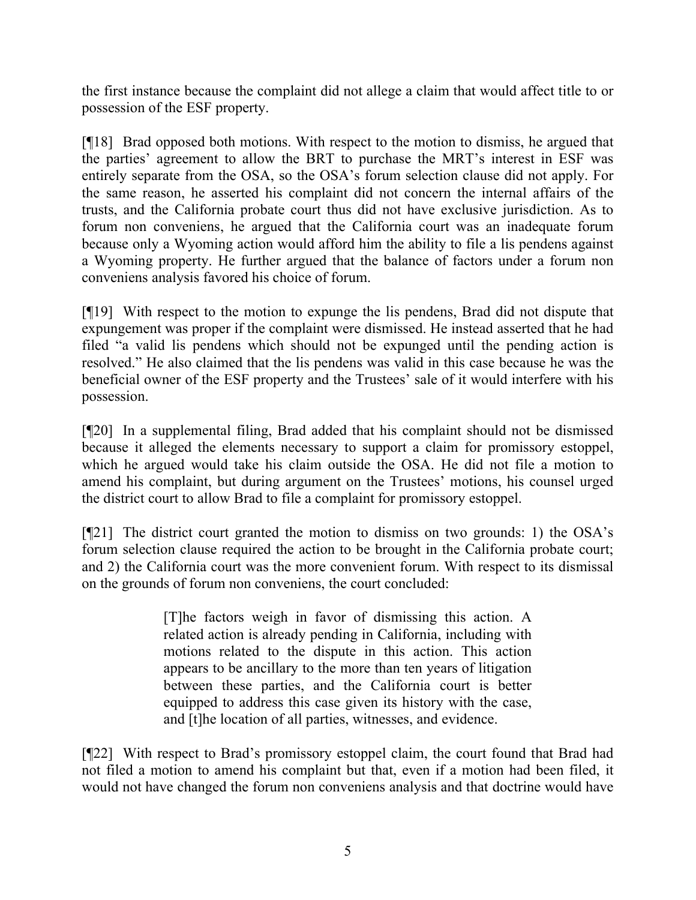the first instance because the complaint did not allege a claim that would affect title to or possession of the ESF property.

[¶18] Brad opposed both motions. With respect to the motion to dismiss, he argued that the parties' agreement to allow the BRT to purchase the MRT's interest in ESF was entirely separate from the OSA, so the OSA's forum selection clause did not apply. For the same reason, he asserted his complaint did not concern the internal affairs of the trusts, and the California probate court thus did not have exclusive jurisdiction. As to forum non conveniens, he argued that the California court was an inadequate forum because only a Wyoming action would afford him the ability to file a lis pendens against a Wyoming property. He further argued that the balance of factors under a forum non conveniens analysis favored his choice of forum.

[¶19] With respect to the motion to expunge the lis pendens, Brad did not dispute that expungement was proper if the complaint were dismissed. He instead asserted that he had filed "a valid lis pendens which should not be expunged until the pending action is resolved." He also claimed that the lis pendens was valid in this case because he was the beneficial owner of the ESF property and the Trustees' sale of it would interfere with his possession.

[¶20] In a supplemental filing, Brad added that his complaint should not be dismissed because it alleged the elements necessary to support a claim for promissory estoppel, which he argued would take his claim outside the OSA. He did not file a motion to amend his complaint, but during argument on the Trustees' motions, his counsel urged the district court to allow Brad to file a complaint for promissory estoppel.

[¶21] The district court granted the motion to dismiss on two grounds: 1) the OSA's forum selection clause required the action to be brought in the California probate court; and 2) the California court was the more convenient forum. With respect to its dismissal on the grounds of forum non conveniens, the court concluded:

> [T]he factors weigh in favor of dismissing this action. A related action is already pending in California, including with motions related to the dispute in this action. This action appears to be ancillary to the more than ten years of litigation between these parties, and the California court is better equipped to address this case given its history with the case, and [t]he location of all parties, witnesses, and evidence.

[¶22] With respect to Brad's promissory estoppel claim, the court found that Brad had not filed a motion to amend his complaint but that, even if a motion had been filed, it would not have changed the forum non conveniens analysis and that doctrine would have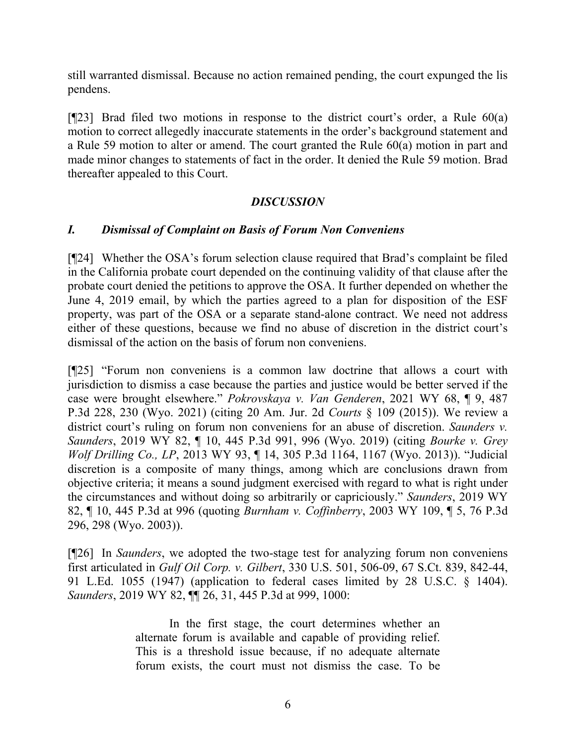still warranted dismissal. Because no action remained pending, the court expunged the lis pendens.

[¶23] Brad filed two motions in response to the district court's order, a Rule 60(a) motion to correct allegedly inaccurate statements in the order's background statement and a Rule 59 motion to alter or amend. The court granted the Rule 60(a) motion in part and made minor changes to statements of fact in the order. It denied the Rule 59 motion. Brad thereafter appealed to this Court.

## *DISCUSSION*

### *I. Dismissal of Complaint on Basis of Forum Non Conveniens*

[¶24] Whether the OSA's forum selection clause required that Brad's complaint be filed in the California probate court depended on the continuing validity of that clause after the probate court denied the petitions to approve the OSA. It further depended on whether the June 4, 2019 email, by which the parties agreed to a plan for disposition of the ESF property, was part of the OSA or a separate stand-alone contract. We need not address either of these questions, because we find no abuse of discretion in the district court's dismissal of the action on the basis of forum non conveniens.

[¶25] "Forum non conveniens is a common law doctrine that allows a court with jurisdiction to dismiss a case because the parties and justice would be better served if the case were brought elsewhere." *Pokrovskaya v. Van Genderen*, 2021 WY 68, ¶ 9, 487 P.3d 228, 230 (Wyo. 2021) (citing 20 Am. Jur. 2d *Courts* § 109 (2015)). We review a district court's ruling on forum non conveniens for an abuse of discretion. *Saunders v. Saunders*, 2019 WY 82, ¶ 10, 445 P.3d 991, 996 (Wyo. 2019) (citing *Bourke v. Grey Wolf Drilling Co., LP*, 2013 WY 93, ¶ 14, 305 P.3d 1164, 1167 (Wyo. 2013)). "Judicial discretion is a composite of many things, among which are conclusions drawn from objective criteria; it means a sound judgment exercised with regard to what is right under the circumstances and without doing so arbitrarily or capriciously." *Saunders*, 2019 WY 82, ¶ 10, 445 P.3d at 996 (quoting *Burnham v. Coffinberry*, 2003 WY 109, ¶ 5, 76 P.3d 296, 298 (Wyo. 2003)).

[¶26] In *Saunders*, we adopted the two-stage test for analyzing forum non conveniens first articulated in *Gulf Oil Corp. v. Gilbert*, 330 U.S. 501, 506-09, 67 S.Ct. 839, 842-44, 91 L.Ed. 1055 (1947) (application to federal cases limited by 28 U.S.C. § 1404). *Saunders*, 2019 WY 82, ¶¶ 26, 31, 445 P.3d at 999, 1000:

> In the first stage, the court determines whether an alternate forum is available and capable of providing relief. This is a threshold issue because, if no adequate alternate forum exists, the court must not dismiss the case. To be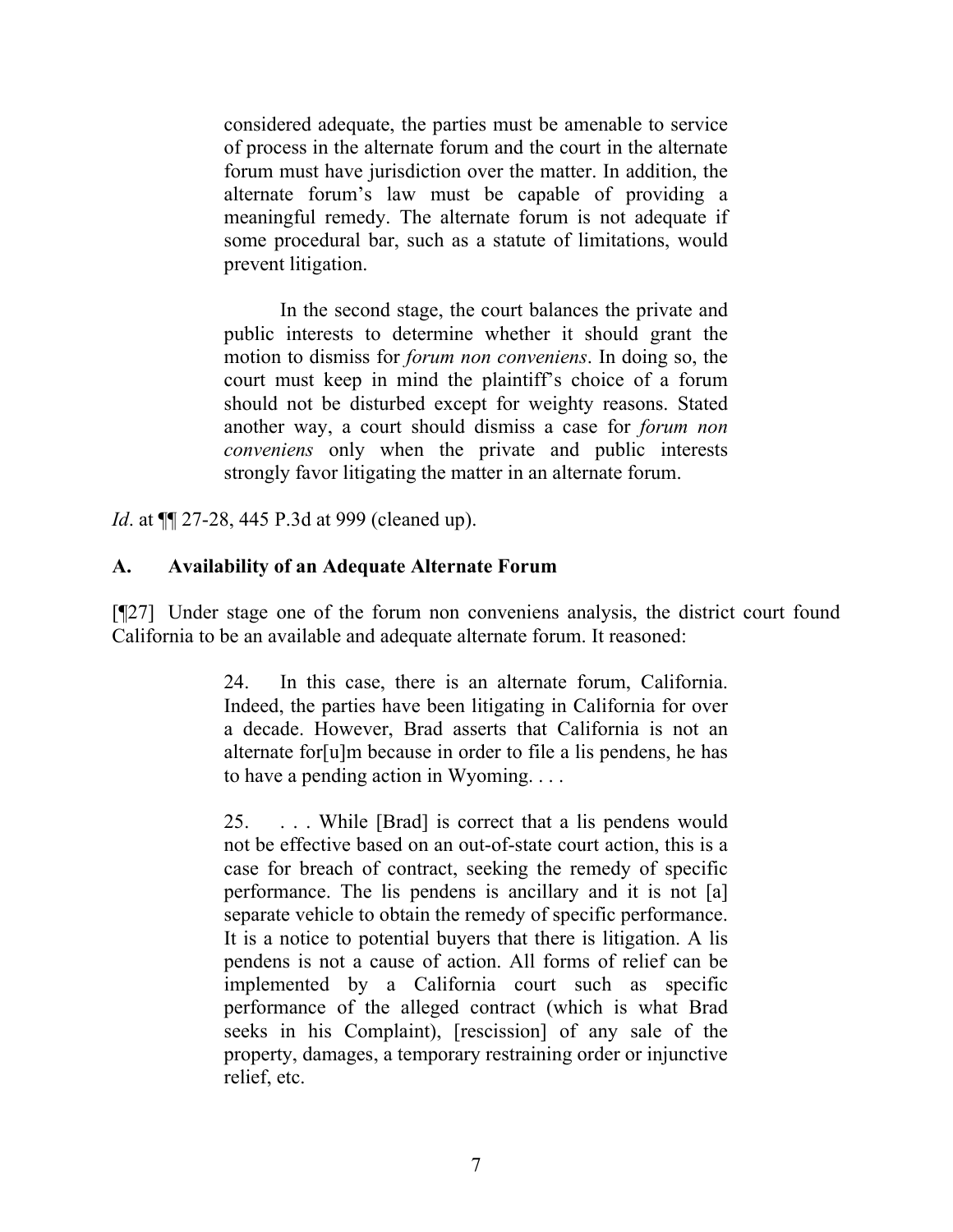> considered adequate, the parties must be amenable to service of process in the alternate forum and the court in the alternate forum must have jurisdiction over the matter. In addition, the alternate forum's law must be capable of providing a meaningful remedy. The alternate forum is not adequate if some procedural bar, such as a statute of limitations, would prevent litigation.
>
> In the second stage, the court balances the private and public interests to determine whether it should grant the motion to dismiss for *forum non conveniens*. In doing so, the court must keep in mind the plaintiff's choice of a forum should not be disturbed except for weighty reasons. Stated another way, a court should dismiss a case for *forum non conveniens* only when the private and public interests strongly favor litigating the matter in an alternate forum.

*Id*. at ¶¶ 27-28, 445 P.3d at 999 (cleaned up).

### A. Availability of an Adequate Alternate Forum

[¶27] Under stage one of the forum non conveniens analysis, the district court found California to be an available and adequate alternate forum. It reasoned:

> 24. In this case, there is an alternate forum, California. Indeed, the parties have been litigating in California for over a decade. However, Brad asserts that California is not an alternate for[u]m because in order to file a lis pendens, he has to have a pending action in Wyoming. . . .
>
> 25. . . . While [Brad] is correct that a lis pendens would not be effective based on an out-of-state court action, this is a case for breach of contract, seeking the remedy of specific performance. The lis pendens is ancillary and it is not [a] separate vehicle to obtain the remedy of specific performance. It is a notice to potential buyers that there is litigation. A lis pendens is not a cause of action. All forms of relief can be implemented by a California court such as specific performance of the alleged contract (which is what Brad seeks in his Complaint), [rescission] of any sale of the property, damages, a temporary restraining order or injunctive relief, etc.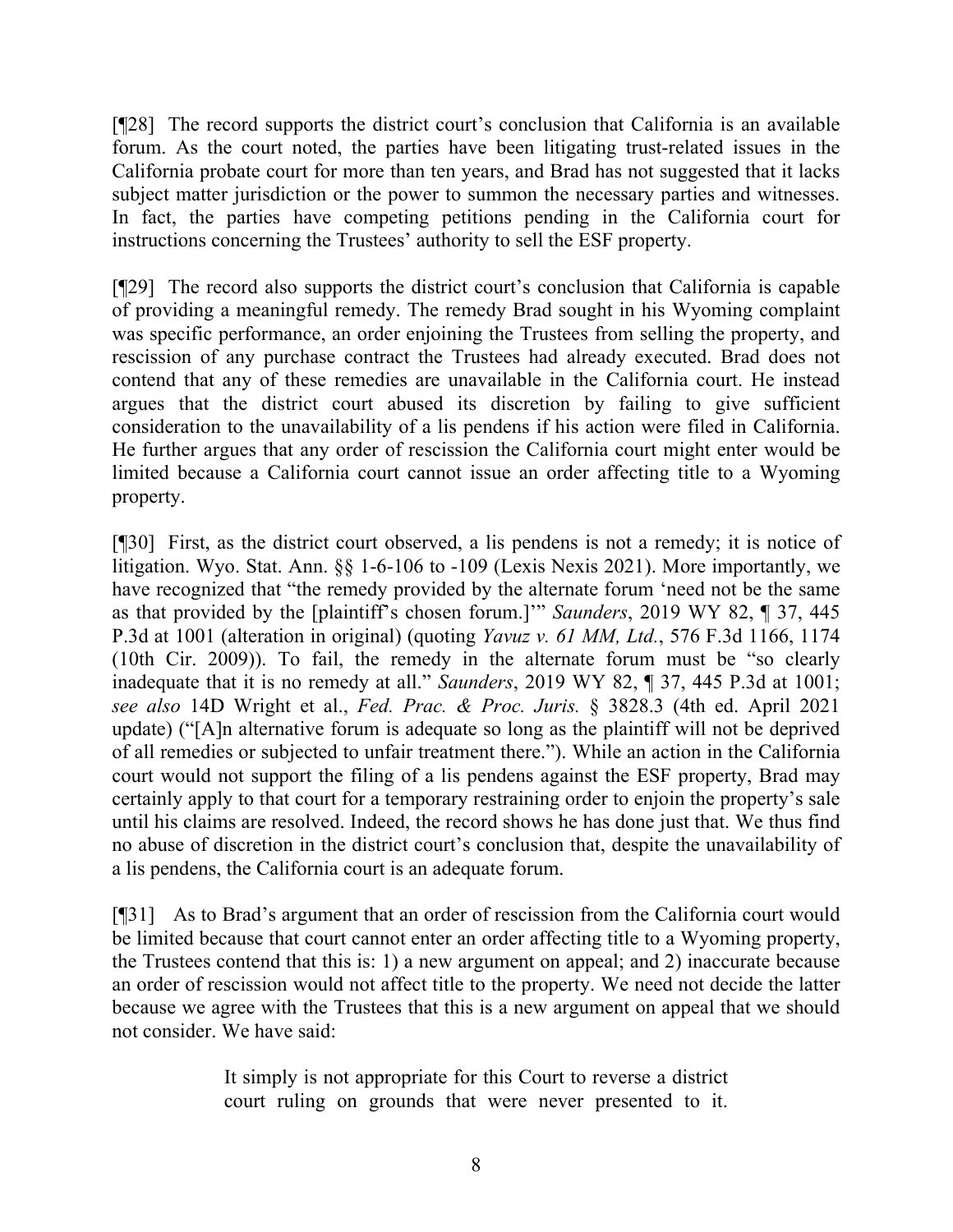[¶28] The record supports the district court's conclusion that California is an available forum. As the court noted, the parties have been litigating trust-related issues in the California probate court for more than ten years, and Brad has not suggested that it lacks subject matter jurisdiction or the power to summon the necessary parties and witnesses. In fact, the parties have competing petitions pending in the California court for instructions concerning the Trustees' authority to sell the ESF property.

[¶29] The record also supports the district court's conclusion that California is capable of providing a meaningful remedy. The remedy Brad sought in his Wyoming complaint was specific performance, an order enjoining the Trustees from selling the property, and rescission of any purchase contract the Trustees had already executed. Brad does not contend that any of these remedies are unavailable in the California court. He instead argues that the district court abused its discretion by failing to give sufficient consideration to the unavailability of a lis pendens if his action were filed in California. He further argues that any order of rescission the California court might enter would be limited because a California court cannot issue an order affecting title to a Wyoming property.

[¶30] First, as the district court observed, a lis pendens is not a remedy; it is notice of litigation. Wyo. Stat. Ann. §§ 1-6-106 to -109 (Lexis Nexis 2021). More importantly, we have recognized that "the remedy provided by the alternate forum 'need not be the same as that provided by the [plaintiff's chosen forum.]'" *Saunders*, 2019 WY 82, ¶ 37, 445 P.3d at 1001 (alteration in original) (quoting *Yavuz v. 61 MM, Ltd.*, 576 F.3d 1166, 1174 (10th Cir. 2009)). To fail, the remedy in the alternate forum must be "so clearly inadequate that it is no remedy at all." *Saunders*, 2019 WY 82, ¶ 37, 445 P.3d at 1001; *see also* 14D Wright et al., *Fed. Prac. & Proc. Juris.* § 3828.3 (4th ed. April 2021 update) ("[A]n alternative forum is adequate so long as the plaintiff will not be deprived of all remedies or subjected to unfair treatment there."). While an action in the California court would not support the filing of a lis pendens against the ESF property, Brad may certainly apply to that court for a temporary restraining order to enjoin the property's sale until his claims are resolved. Indeed, the record shows he has done just that. We thus find no abuse of discretion in the district court's conclusion that, despite the unavailability of a lis pendens, the California court is an adequate forum.

[¶31] As to Brad's argument that an order of rescission from the California court would be limited because that court cannot enter an order affecting title to a Wyoming property, the Trustees contend that this is: 1) a new argument on appeal; and 2) inaccurate because an order of rescission would not affect title to the property. We need not decide the latter because we agree with the Trustees that this is a new argument on appeal that we should not consider. We have said:

> It simply is not appropriate for this Court to reverse a district court ruling on grounds that were never presented to it.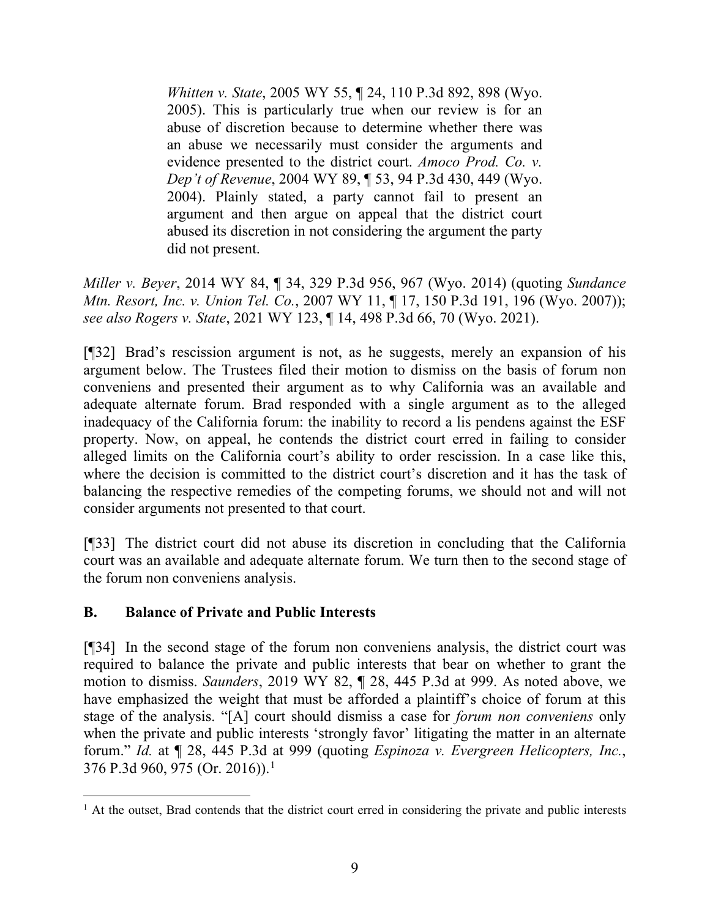> *Whitten v. State*, 2005 WY 55, ¶ 24, 110 P.3d 892, 898 (Wyo. 2005). This is particularly true when our review is for an abuse of discretion because to determine whether there was an abuse we necessarily must consider the arguments and evidence presented to the district court. *Amoco Prod. Co. v. Dep't of Revenue*, 2004 WY 89, ¶ 53, 94 P.3d 430, 449 (Wyo. 2004). Plainly stated, a party cannot fail to present an argument and then argue on appeal that the district court abused its discretion in not considering the argument the party did not present.

*Miller v. Beyer*, 2014 WY 84, ¶ 34, 329 P.3d 956, 967 (Wyo. 2014) (quoting *Sundance Mtn. Resort, Inc. v. Union Tel. Co.*, 2007 WY 11, ¶ 17, 150 P.3d 191, 196 (Wyo. 2007)); *see also Rogers v. State*, 2021 WY 123, ¶ 14, 498 P.3d 66, 70 (Wyo. 2021).

[¶32] Brad's rescission argument is not, as he suggests, merely an expansion of his argument below. The Trustees filed their motion to dismiss on the basis of forum non conveniens and presented their argument as to why California was an available and adequate alternate forum. Brad responded with a single argument as to the alleged inadequacy of the California forum: the inability to record a lis pendens against the ESF property. Now, on appeal, he contends the district court erred in failing to consider alleged limits on the California court's ability to order rescission. In a case like this, where the decision is committed to the district court's discretion and it has the task of balancing the respective remedies of the competing forums, we should not and will not consider arguments not presented to that court.

[¶33] The district court did not abuse its discretion in concluding that the California court was an available and adequate alternate forum. We turn then to the second stage of the forum non conveniens analysis.

### B. Balance of Private and Public Interests

[¶34] In the second stage of the forum non conveniens analysis, the district court was required to balance the private and public interests that bear on whether to grant the motion to dismiss. *Saunders*, 2019 WY 82, ¶ 28, 445 P.3d at 999. As noted above, we have emphasized the weight that must be afforded a plaintiff's choice of forum at this stage of the analysis. "[A] court should dismiss a case for *forum non conveniens* only when the private and public interests 'strongly favor' litigating the matter in an alternate forum." *Id.* at ¶ 28, 445 P.3d at 999 (quoting *Espinoza v. Evergreen Helicopters, Inc.*, 376 P.3d 960, 975 (Or. 2016)).[1]

[1] At the outset, Brad contends that the district court erred in considering the private and public interests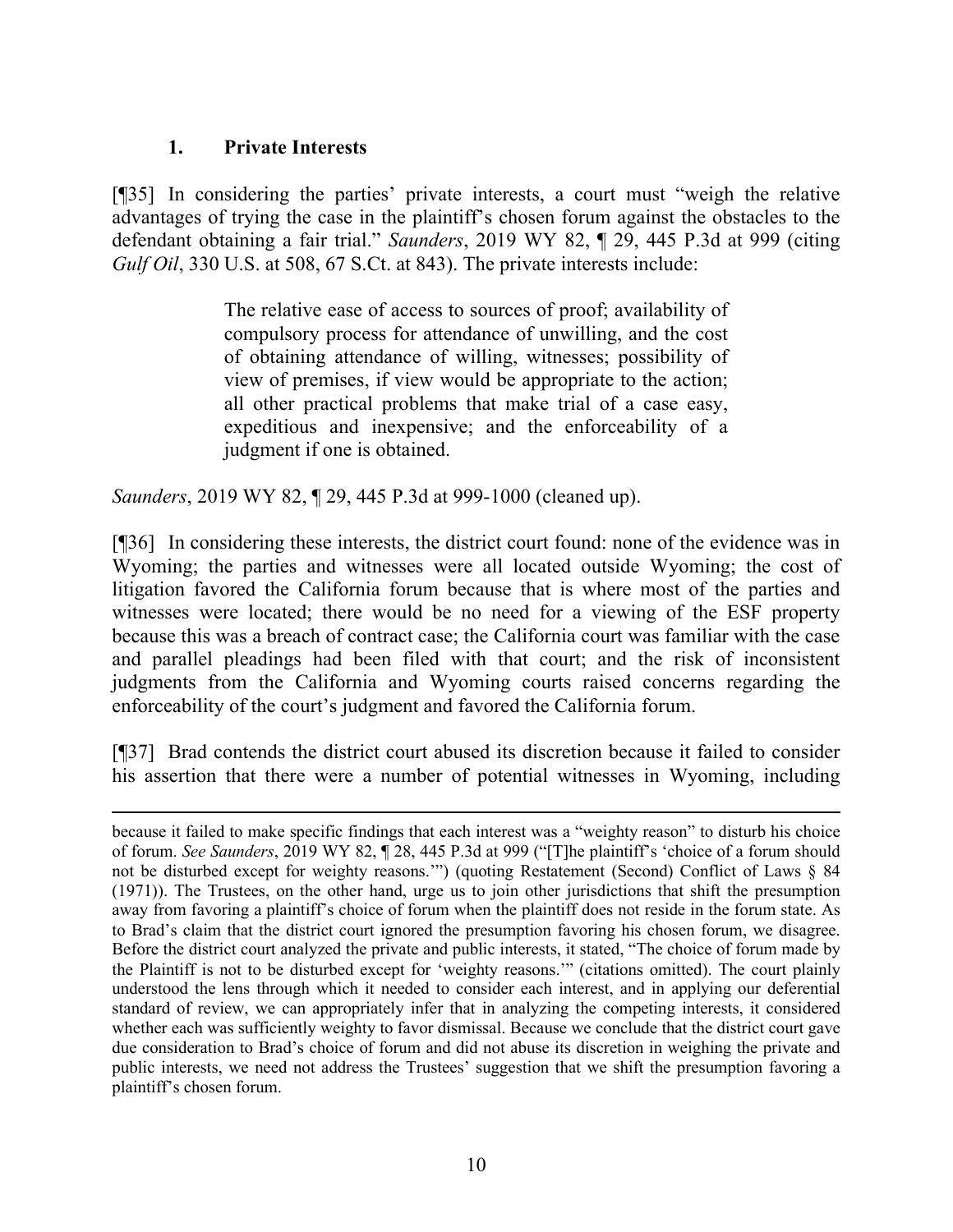### 1. Private Interests

[¶35] In considering the parties' private interests, a court must "weigh the relative advantages of trying the case in the plaintiff's chosen forum against the obstacles to the defendant obtaining a fair trial." *Saunders*, 2019 WY 82, ¶ 29, 445 P.3d at 999 (citing *Gulf Oil*, 330 U.S. at 508, 67 S.Ct. at 843). The private interests include:

> The relative ease of access to sources of proof; availability of compulsory process for attendance of unwilling, and the cost of obtaining attendance of willing, witnesses; possibility of view of premises, if view would be appropriate to the action; all other practical problems that make trial of a case easy, expeditious and inexpensive; and the enforceability of a judgment if one is obtained.

*Saunders*, 2019 WY 82, ¶ 29, 445 P.3d at 999-1000 (cleaned up).

[¶36] In considering these interests, the district court found: none of the evidence was in Wyoming; the parties and witnesses were all located outside Wyoming; the cost of litigation favored the California forum because that is where most of the parties and witnesses were located; there would be no need for a viewing of the ESF property because this was a breach of contract case; the California court was familiar with the case and parallel pleadings had been filed with that court; and the risk of inconsistent judgments from the California and Wyoming courts raised concerns regarding the enforceability of the court's judgment and favored the California forum.

[¶37] Brad contends the district court abused its discretion because it failed to consider his assertion that there were a number of potential witnesses in Wyoming, including

---

because it failed to make specific findings that each interest was a "weighty reason" to disturb his choice of forum. *See Saunders*, 2019 WY 82, ¶ 28, 445 P.3d at 999 ("[T]he plaintiff's 'choice of a forum should not be disturbed except for weighty reasons.'") (quoting Restatement (Second) Conflict of Laws § 84 (1971)). The Trustees, on the other hand, urge us to join other jurisdictions that shift the presumption away from favoring a plaintiff's choice of forum when the plaintiff does not reside in the forum state. As to Brad's claim that the district court ignored the presumption favoring his chosen forum, we disagree. Before the district court analyzed the private and public interests, it stated, "The choice of forum made by the Plaintiff is not to be disturbed except for 'weighty reasons.'" (citations omitted). The court plainly understood the lens through which it needed to consider each interest, and in applying our deferential standard of review, we can appropriately infer that in analyzing the competing interests, it considered whether each was sufficiently weighty to favor dismissal. Because we conclude that the district court gave due consideration to Brad's choice of forum and did not abuse its discretion in weighing the private and public interests, we need not address the Trustees' suggestion that we shift the presumption favoring a plaintiff's chosen forum.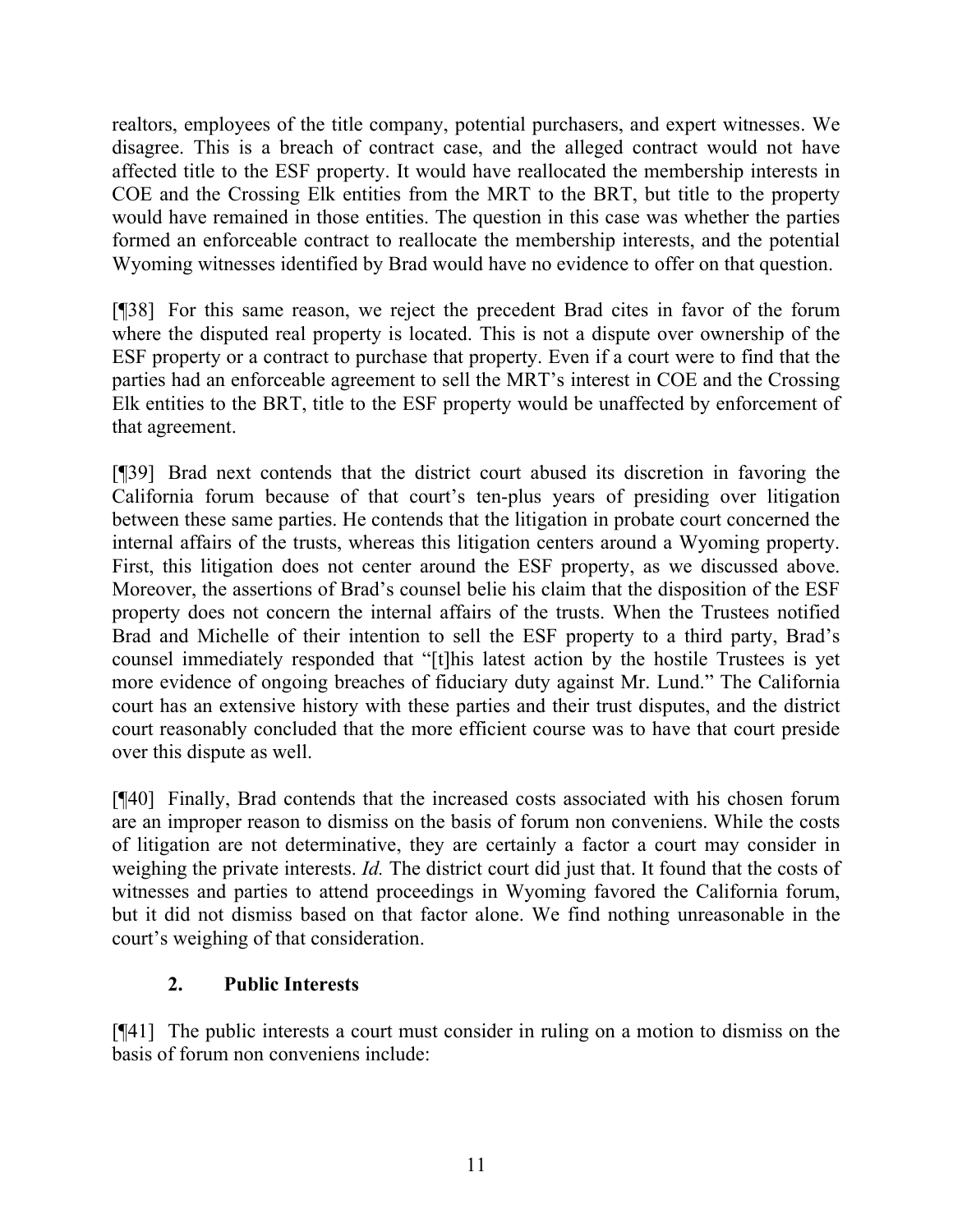realtors, employees of the title company, potential purchasers, and expert witnesses. We disagree. This is a breach of contract case, and the alleged contract would not have affected title to the ESF property. It would have reallocated the membership interests in COE and the Crossing Elk entities from the MRT to the BRT, but title to the property would have remained in those entities. The question in this case was whether the parties formed an enforceable contract to reallocate the membership interests, and the potential Wyoming witnesses identified by Brad would have no evidence to offer on that question.

[¶38] For this same reason, we reject the precedent Brad cites in favor of the forum where the disputed real property is located. This is not a dispute over ownership of the ESF property or a contract to purchase that property. Even if a court were to find that the parties had an enforceable agreement to sell the MRT's interest in COE and the Crossing Elk entities to the BRT, title to the ESF property would be unaffected by enforcement of that agreement.

[¶39] Brad next contends that the district court abused its discretion in favoring the California forum because of that court's ten-plus years of presiding over litigation between these same parties. He contends that the litigation in probate court concerned the internal affairs of the trusts, whereas this litigation centers around a Wyoming property. First, this litigation does not center around the ESF property, as we discussed above. Moreover, the assertions of Brad's counsel belie his claim that the disposition of the ESF property does not concern the internal affairs of the trusts. When the Trustees notified Brad and Michelle of their intention to sell the ESF property to a third party, Brad's counsel immediately responded that "[t]his latest action by the hostile Trustees is yet more evidence of ongoing breaches of fiduciary duty against Mr. Lund." The California court has an extensive history with these parties and their trust disputes, and the district court reasonably concluded that the more efficient course was to have that court preside over this dispute as well.

[¶40] Finally, Brad contends that the increased costs associated with his chosen forum are an improper reason to dismiss on the basis of forum non conveniens. While the costs of litigation are not determinative, they are certainly a factor a court may consider in weighing the private interests. *Id.* The district court did just that. It found that the costs of witnesses and parties to attend proceedings in Wyoming favored the California forum, but it did not dismiss based on that factor alone. We find nothing unreasonable in the court's weighing of that consideration.

### 2. Public Interests

[¶41] The public interests a court must consider in ruling on a motion to dismiss on the basis of forum non conveniens include: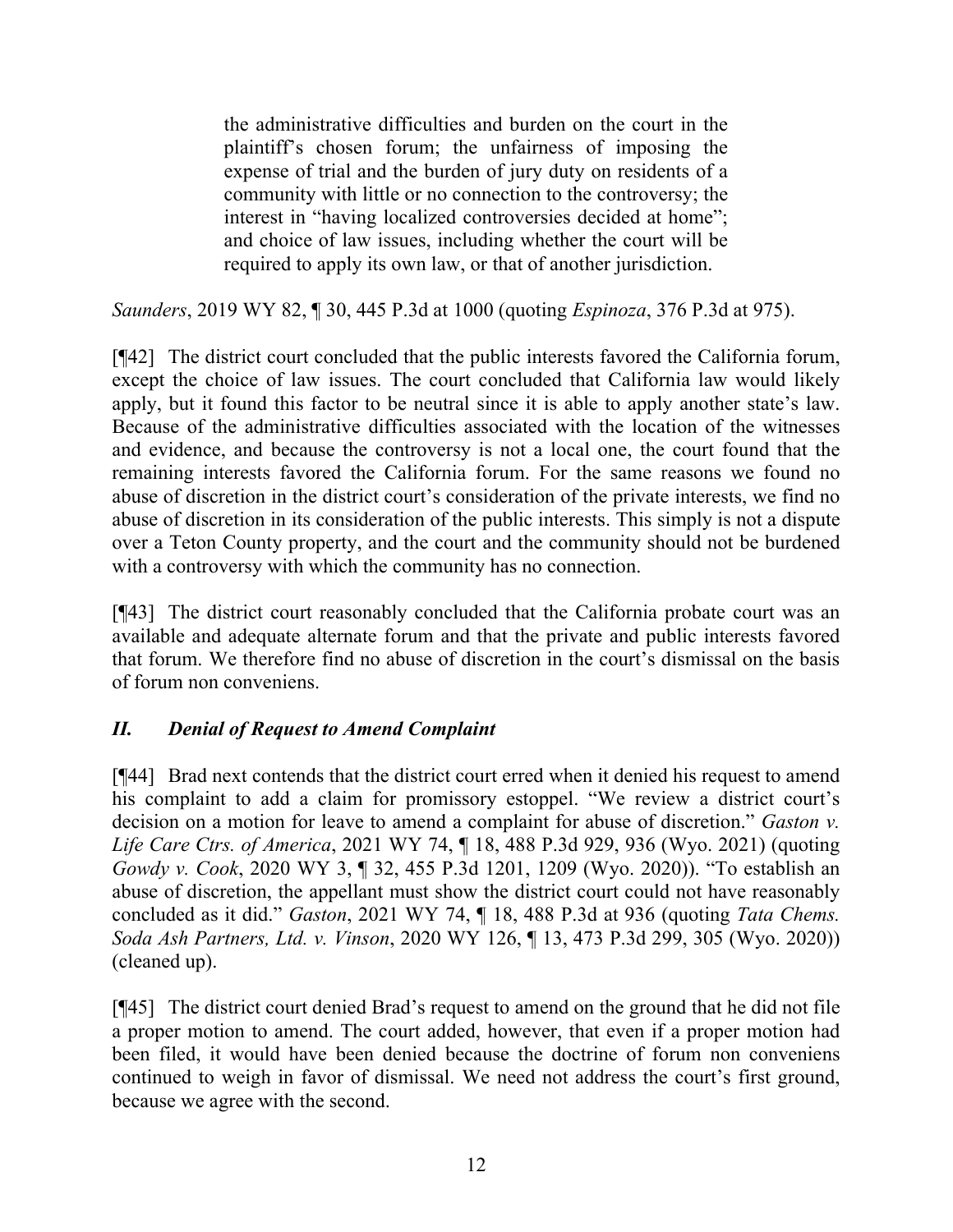> the administrative difficulties and burden on the court in the plaintiff's chosen forum; the unfairness of imposing the expense of trial and the burden of jury duty on residents of a community with little or no connection to the controversy; the interest in "having localized controversies decided at home"; and choice of law issues, including whether the court will be required to apply its own law, or that of another jurisdiction.

*Saunders*, 2019 WY 82, ¶ 30, 445 P.3d at 1000 (quoting *Espinoza*, 376 P.3d at 975).

[¶42] The district court concluded that the public interests favored the California forum, except the choice of law issues. The court concluded that California law would likely apply, but it found this factor to be neutral since it is able to apply another state's law. Because of the administrative difficulties associated with the location of the witnesses and evidence, and because the controversy is not a local one, the court found that the remaining interests favored the California forum. For the same reasons we found no abuse of discretion in the district court's consideration of the private interests, we find no abuse of discretion in its consideration of the public interests. This simply is not a dispute over a Teton County property, and the court and the community should not be burdened with a controversy with which the community has no connection.

[¶43] The district court reasonably concluded that the California probate court was an available and adequate alternate forum and that the private and public interests favored that forum. We therefore find no abuse of discretion in the court's dismissal on the basis of forum non conveniens.

## *II. Denial of Request to Amend Complaint*

[¶44] Brad next contends that the district court erred when it denied his request to amend his complaint to add a claim for promissory estoppel. "We review a district court's decision on a motion for leave to amend a complaint for abuse of discretion." *Gaston v. Life Care Ctrs. of America*, 2021 WY 74, ¶ 18, 488 P.3d 929, 936 (Wyo. 2021) (quoting *Gowdy v. Cook*, 2020 WY 3, ¶ 32, 455 P.3d 1201, 1209 (Wyo. 2020)). "To establish an abuse of discretion, the appellant must show the district court could not have reasonably concluded as it did." *Gaston*, 2021 WY 74, ¶ 18, 488 P.3d at 936 (quoting *Tata Chems. Soda Ash Partners, Ltd. v. Vinson*, 2020 WY 126, ¶ 13, 473 P.3d 299, 305 (Wyo. 2020)) (cleaned up).

[¶45] The district court denied Brad's request to amend on the ground that he did not file a proper motion to amend. The court added, however, that even if a proper motion had been filed, it would have been denied because the doctrine of forum non conveniens continued to weigh in favor of dismissal. We need not address the court's first ground, because we agree with the second.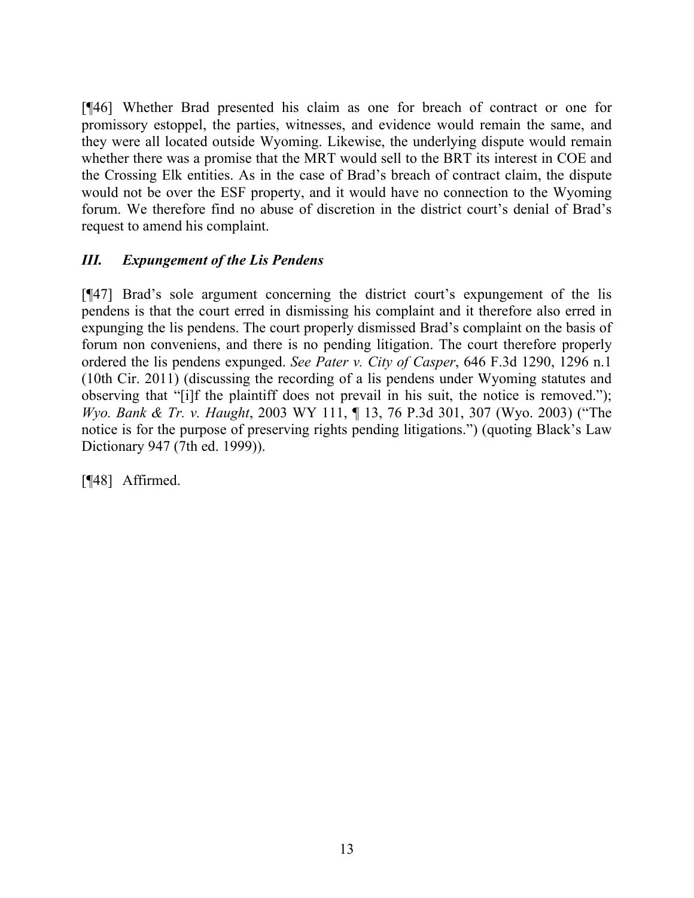[¶46] Whether Brad presented his claim as one for breach of contract or one for promissory estoppel, the parties, witnesses, and evidence would remain the same, and they were all located outside Wyoming. Likewise, the underlying dispute would remain whether there was a promise that the MRT would sell to the BRT its interest in COE and the Crossing Elk entities. As in the case of Brad's breach of contract claim, the dispute would not be over the ESF property, and it would have no connection to the Wyoming forum. We therefore find no abuse of discretion in the district court's denial of Brad's request to amend his complaint.

### *III. Expungement of the Lis Pendens*

[¶47] Brad's sole argument concerning the district court's expungement of the lis pendens is that the court erred in dismissing his complaint and it therefore also erred in expunging the lis pendens. The court properly dismissed Brad's complaint on the basis of forum non conveniens, and there is no pending litigation. The court therefore properly ordered the lis pendens expunged. *See Pater v. City of Casper*, 646 F.3d 1290, 1296 n.1 (10th Cir. 2011) (discussing the recording of a lis pendens under Wyoming statutes and observing that "[i]f the plaintiff does not prevail in his suit, the notice is removed."); *Wyo. Bank & Tr. v. Haught*, 2003 WY 111, ¶ 13, 76 P.3d 301, 307 (Wyo. 2003) ("The notice is for the purpose of preserving rights pending litigations.") (quoting Black's Law Dictionary 947 (7th ed. 1999)).

[¶48] Affirmed.